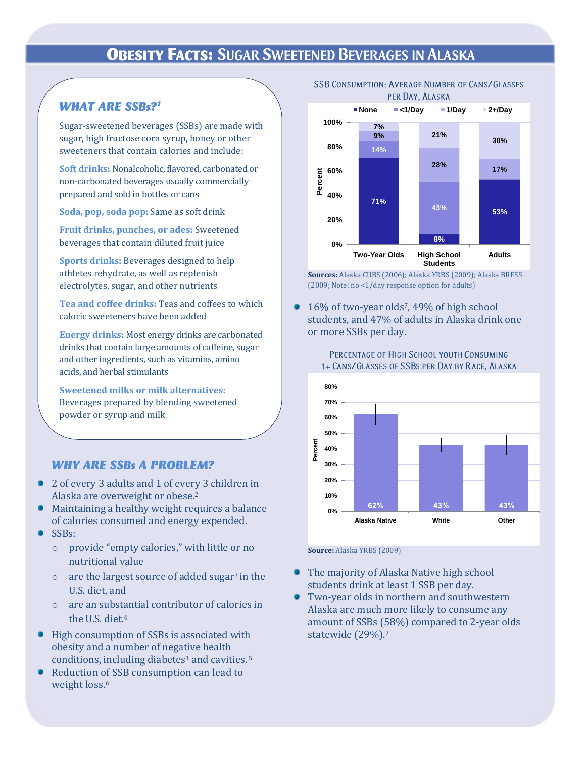# Obesity Facts: Sugar Sweetened Beverages in Alaska

## What are SSBs?[1]

Sugar-sweetened beverages (SSBs) are made with sugar, high fructose corn syrup, honey or other sweeteners that contain calories and include:

**Soft drinks:** Nonalcoholic, flavored, carbonated or non-carbonated beverages usually commercially prepared and sold in bottles or cans

**Soda, pop, soda pop:** Same as soft drink

**Fruit drinks, punches, or ades:** Sweetened beverages that contain diluted fruit juice

**Sports drinks:** Beverages designed to help athletes rehydrate, as well as replenish electrolytes, sugar, and other nutrients

**Tea and coffee drinks:** Teas and coffees to which caloric sweeteners have been added

**Energy drinks:** Most energy drinks are carbonated drinks that contain large amounts of caffeine, sugar and other ingredients, such as vitamins, amino acids, and herbal stimulants

**Sweetened milks or milk alternatives:** Beverages prepared by blending sweetened powder or syrup and milk

## Why are SSBs a problem?

- 2 of every 3 adults and 1 of every 3 children in Alaska are overweight or obese.[2]
- Maintaining a healthy weight requires a balance of calories consumed and energy expended.
- SSBs:
  - provide "empty calories," with little or no nutritional value
  - are the largest source of added sugar[3] in the U.S. diet, and
  - are an substantial contributor of calories in the U.S. diet.[4]
- High consumption of SSBs is associated with obesity and a number of negative health conditions, including diabetes[1] and cavities.[5]
- Reduction of SSB consumption can lead to weight loss.[6]

**SSB Consumption: Average Number of Cans/Glasses per Day, Alaska**

| | None | <1/Day | 1/Day | 2+/Day |
|---|---|---|---|---|
| Two-Year Olds | 71% | 14% | 9% | 7% |
| High School Students | 8% | 43% | 28% | 21% |
| Adults | 53% | | 17% | 30% |

**Sources:** Alaska CUBS (2006); Alaska YRBS (2009); Alaska BRFSS (2009; Note: no <1/day response option for adults)

- 16% of two-year olds[7], 49% of high school students, and 47% of adults in Alaska drink one or more SSBs per day.

**Percentage of High School youth Consuming 1+ Cans/Glasses of SSBs per Day by Race, Alaska**

| Race | Percent |
|---|---|
| Alaska Native | 62% |
| White | 43% |
| Other | 43% |

**Source:** Alaska YRBS (2009)

- The majority of Alaska Native high school students drink at least 1 SSB per day.
- Two-year olds in northern and southwestern Alaska are much more likely to consume any amount of SSBs (58%) compared to 2-year olds statewide (29%).[7]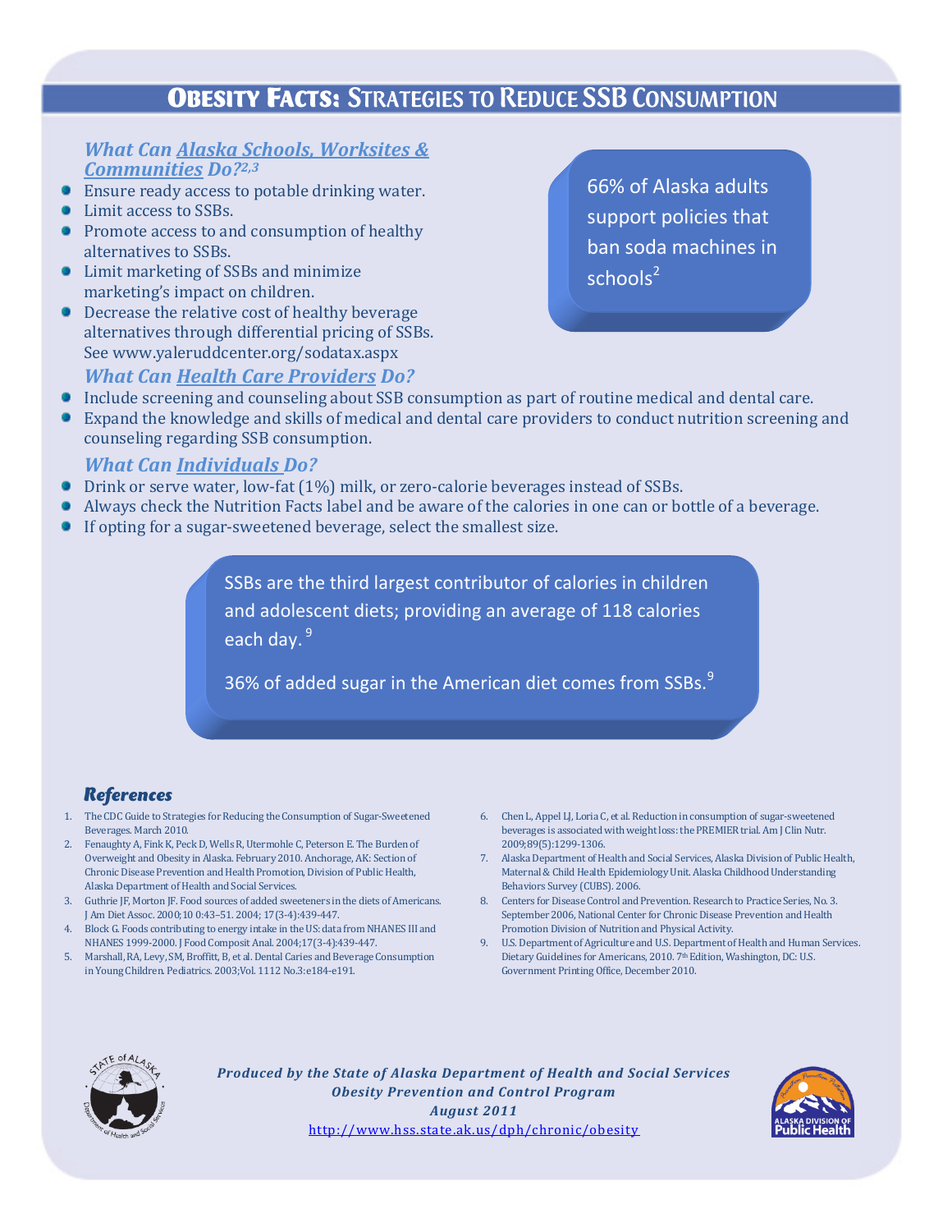# OBESITY FACTS: STRATEGIES TO REDUCE SSB CONSUMPTION

### *What Can Alaska Schools, Worksites & Communities Do?*[2,3]

- Ensure ready access to potable drinking water.
- Limit access to SSBs.
- Promote access to and consumption of healthy alternatives to SSBs.
- Limit marketing of SSBs and minimize marketing's impact on children.
- Decrease the relative cost of healthy beverage alternatives through differential pricing of SSBs. See www.yaleruddcenter.org/sodatax.aspx

66% of Alaska adults support policies that ban soda machines in schools[2]

### *What Can Health Care Providers Do?*

- Include screening and counseling about SSB consumption as part of routine medical and dental care.
- Expand the knowledge and skills of medical and dental care providers to conduct nutrition screening and counseling regarding SSB consumption.

### *What Can Individuals Do?*

- Drink or serve water, low-fat (1%) milk, or zero-calorie beverages instead of SSBs.
- Always check the Nutrition Facts label and be aware of the calories in one can or bottle of a beverage.
- If opting for a sugar-sweetened beverage, select the smallest size.

SSBs are the third largest contributor of calories in children and adolescent diets; providing an average of 118 calories each day.[9]

36% of added sugar in the American diet comes from SSBs.[9]

## References

1. The CDC Guide to Strategies for Reducing the Consumption of Sugar-Sweetened Beverages. March 2010.
2. Fenaughty A, Fink K, Peck D, Wells R, Utermohle C, Peterson E. The Burden of Overweight and Obesity in Alaska. February 2010. Anchorage, AK: Section of Chronic Disease Prevention and Health Promotion, Division of Public Health, Alaska Department of Health and Social Services.
3. Guthrie JF, Morton JF. Food sources of added sweeteners in the diets of Americans. J Am Diet Assoc. 2000;10 0:43–51. 2004; 17(3-4):439-447.
4. Block G. Foods contributing to energy intake in the US: data from NHANES III and NHANES 1999-2000. J Food Composit Anal. 2004;17(3-4):439-447.
5. Marshall, RA, Levy, SM, Broffitt, B, et al. Dental Caries and Beverage Consumption in Young Children. Pediatrics. 2003;Vol. 1112 No.3:e184-e191.
6. Chen L, Appel LJ, Loria C, et al. Reduction in consumption of sugar-sweetened beverages is associated with weight loss: the PREMIER trial. Am J Clin Nutr. 2009;89(5):1299-1306.
7. Alaska Department of Health and Social Services, Alaska Division of Public Health, Maternal & Child Health Epidemiology Unit. Alaska Childhood Understanding Behaviors Survey (CUBS). 2006.
8. Centers for Disease Control and Prevention. Research to Practice Series, No. 3. September 2006, National Center for Chronic Disease Prevention and Health Promotion Division of Nutrition and Physical Activity.
9. U.S. Department of Agriculture and U.S. Department of Health and Human Services. Dietary Guidelines for Americans, 2010. 7th Edition, Washington, DC: U.S. Government Printing Office, December 2010.

*Produced by the State of Alaska Department of Health and Social Services*
*Obesity Prevention and Control Program*
*August 2011*
http://www.hss.state.ak.us/dph/chronic/obesity